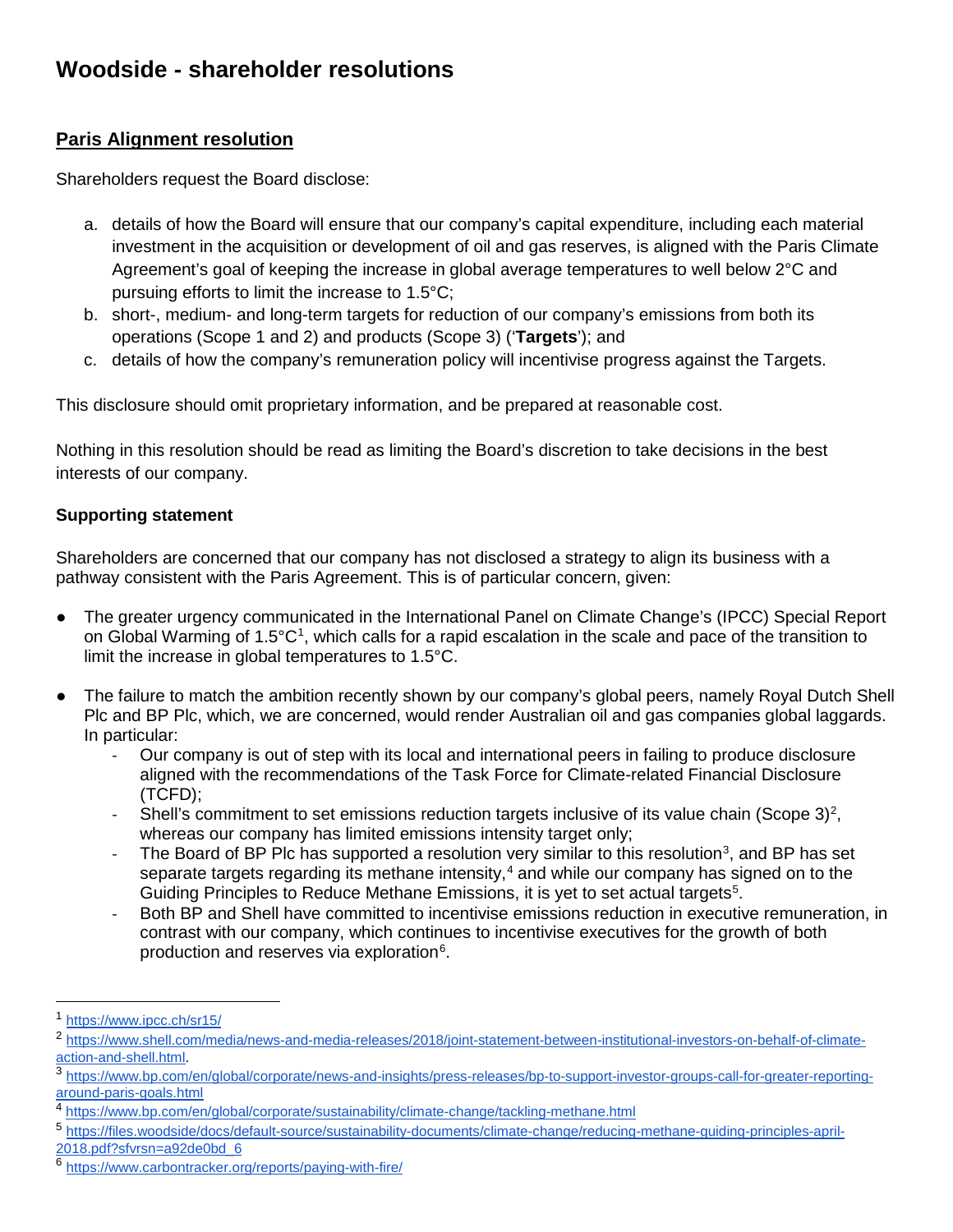# Woodside - shareholder resolutions

## Paris Alignment resolution

Shareholders request the Board disclose:

a. details of how the Board will ensure that our company's capital expenditure, including each material investment in the acquisition or development of oil and gas reserves, is aligned with the Paris Climate Agreement's goal of keeping the increase in global average temperatures to well below 2°C and pursuing efforts to limit the increase to 1.5°C;
b. short-, medium- and long-term targets for reduction of our company's emissions from both its operations (Scope 1 and 2) and products (Scope 3) ('**Targets**'); and
c. details of how the company's remuneration policy will incentivise progress against the Targets.

This disclosure should omit proprietary information, and be prepared at reasonable cost.

Nothing in this resolution should be read as limiting the Board's discretion to take decisions in the best interests of our company.

### Supporting statement

Shareholders are concerned that our company has not disclosed a strategy to align its business with a pathway consistent with the Paris Agreement. This is of particular concern, given:

- The greater urgency communicated in the International Panel on Climate Change's (IPCC) Special Report on Global Warming of 1.5°C[1], which calls for a rapid escalation in the scale and pace of the transition to limit the increase in global temperatures to 1.5°C.
- The failure to match the ambition recently shown by our company's global peers, namely Royal Dutch Shell Plc and BP Plc, which, we are concerned, would render Australian oil and gas companies global laggards. In particular:
  - Our company is out of step with its local and international peers in failing to produce disclosure aligned with the recommendations of the Task Force for Climate-related Financial Disclosure (TCFD);
  - Shell's commitment to set emissions reduction targets inclusive of its value chain (Scope 3)[2], whereas our company has limited emissions intensity target only;
  - The Board of BP Plc has supported a resolution very similar to this resolution[3], and BP has set separate targets regarding its methane intensity,[4] and while our company has signed on to the Guiding Principles to Reduce Methane Emissions, it is yet to set actual targets[5].
  - Both BP and Shell have committed to incentivise emissions reduction in executive remuneration, in contrast with our company, which continues to incentivise executives for the growth of both production and reserves via exploration[6].

---

[1] https://www.ipcc.ch/sr15/

[2] https://www.shell.com/media/news-and-media-releases/2018/joint-statement-between-institutional-investors-on-behalf-of-climate-action-and-shell.html.

[3] https://www.bp.com/en/global/corporate/news-and-insights/press-releases/bp-to-support-investor-groups-call-for-greater-reporting-around-paris-goals.html

[4] https://www.bp.com/en/global/corporate/sustainability/climate-change/tackling-methane.html

[5] https://files.woodside/docs/default-source/sustainability-documents/climate-change/reducing-methane-guiding-principles-april-2018.pdf?sfvrsn=a92de0bd_6

[6] https://www.carbontracker.org/reports/paying-with-fire/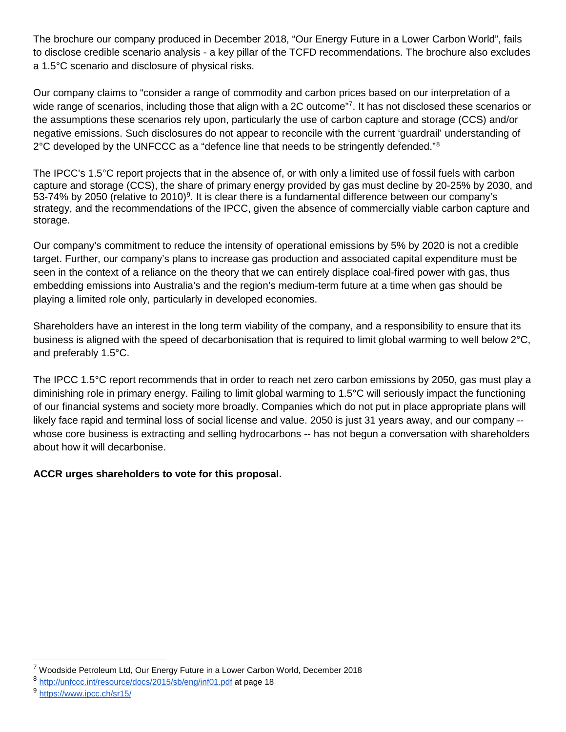The brochure our company produced in December 2018, “Our Energy Future in a Lower Carbon World”, fails to disclose credible scenario analysis - a key pillar of the TCFD recommendations. The brochure also excludes a 1.5°C scenario and disclosure of physical risks.

Our company claims to “consider a range of commodity and carbon prices based on our interpretation of a wide range of scenarios, including those that align with a 2C outcome”[7]. It has not disclosed these scenarios or the assumptions these scenarios rely upon, particularly the use of carbon capture and storage (CCS) and/or negative emissions. Such disclosures do not appear to reconcile with the current ‘guardrail’ understanding of 2°C developed by the UNFCCC as a “defence line that needs to be stringently defended.”[8]

The IPCC’s 1.5°C report projects that in the absence of, or with only a limited use of fossil fuels with carbon capture and storage (CCS), the share of primary energy provided by gas must decline by 20-25% by 2030, and 53-74% by 2050 (relative to 2010)[9]. It is clear there is a fundamental difference between our company’s strategy, and the recommendations of the IPCC, given the absence of commercially viable carbon capture and storage.

Our company’s commitment to reduce the intensity of operational emissions by 5% by 2020 is not a credible target. Further, our company’s plans to increase gas production and associated capital expenditure must be seen in the context of a reliance on the theory that we can entirely displace coal-fired power with gas, thus embedding emissions into Australia’s and the region’s medium-term future at a time when gas should be playing a limited role only, particularly in developed economies.

Shareholders have an interest in the long term viability of the company, and a responsibility to ensure that its business is aligned with the speed of decarbonisation that is required to limit global warming to well below 2°C, and preferably 1.5°C.

The IPCC 1.5°C report recommends that in order to reach net zero carbon emissions by 2050, gas must play a diminishing role in primary energy. Failing to limit global warming to 1.5°C will seriously impact the functioning of our financial systems and society more broadly. Companies which do not put in place appropriate plans will likely face rapid and terminal loss of social license and value. 2050 is just 31 years away, and our company -- whose core business is extracting and selling hydrocarbons -- has not begun a conversation with shareholders about how it will decarbonise.

**ACCR urges shareholders to vote for this proposal.**

---

[7] Woodside Petroleum Ltd, Our Energy Future in a Lower Carbon World, December 2018

[8] http://unfccc.int/resource/docs/2015/sb/eng/inf01.pdf at page 18

[9] https://www.ipcc.ch/sr15/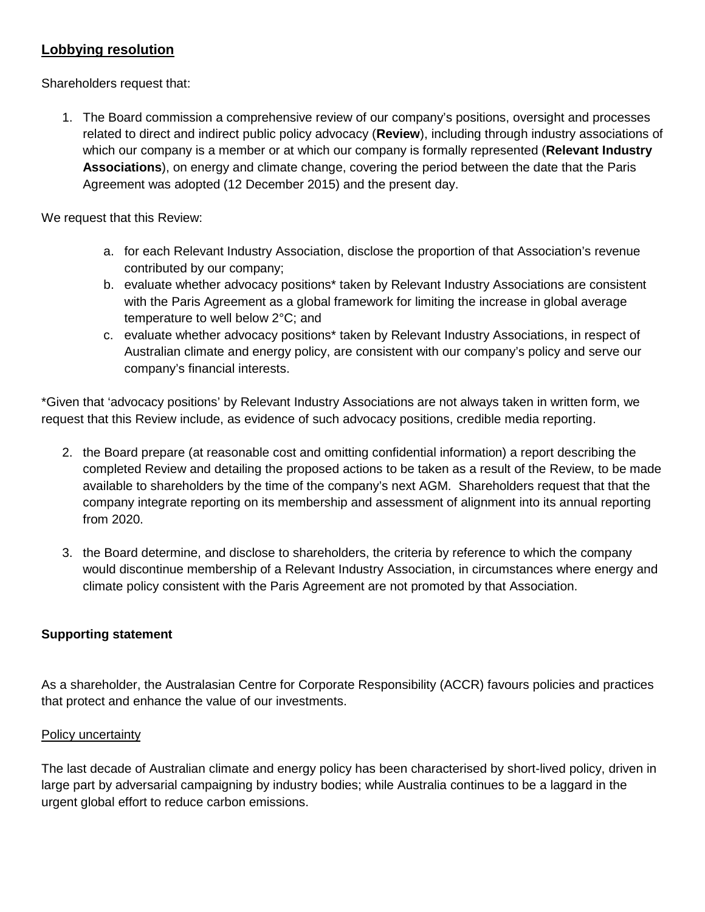## **Lobbying resolution**

Shareholders request that:

1. The Board commission a comprehensive review of our company's positions, oversight and processes related to direct and indirect public policy advocacy (**Review**), including through industry associations of which our company is a member or at which our company is formally represented (**Relevant Industry Associations**), on energy and climate change, covering the period between the date that the Paris Agreement was adopted (12 December 2015) and the present day.

We request that this Review:

   a. for each Relevant Industry Association, disclose the proportion of that Association's revenue contributed by our company;
   b. evaluate whether advocacy positions* taken by Relevant Industry Associations are consistent with the Paris Agreement as a global framework for limiting the increase in global average temperature to well below 2°C; and
   c. evaluate whether advocacy positions* taken by Relevant Industry Associations, in respect of Australian climate and energy policy, are consistent with our company's policy and serve our company's financial interests.

*Given that 'advocacy positions' by Relevant Industry Associations are not always taken in written form, we request that this Review include, as evidence of such advocacy positions, credible media reporting.

2. the Board prepare (at reasonable cost and omitting confidential information) a report describing the completed Review and detailing the proposed actions to be taken as a result of the Review, to be made available to shareholders by the time of the company's next AGM. Shareholders request that that the company integrate reporting on its membership and assessment of alignment into its annual reporting from 2020.

3. the Board determine, and disclose to shareholders, the criteria by reference to which the company would discontinue membership of a Relevant Industry Association, in circumstances where energy and climate policy consistent with the Paris Agreement are not promoted by that Association.

### **Supporting statement**

As a shareholder, the Australasian Centre for Corporate Responsibility (ACCR) favours policies and practices that protect and enhance the value of our investments.

<u>Policy uncertainty</u>

The last decade of Australian climate and energy policy has been characterised by short-lived policy, driven in large part by adversarial campaigning by industry bodies; while Australia continues to be a laggard in the urgent global effort to reduce carbon emissions.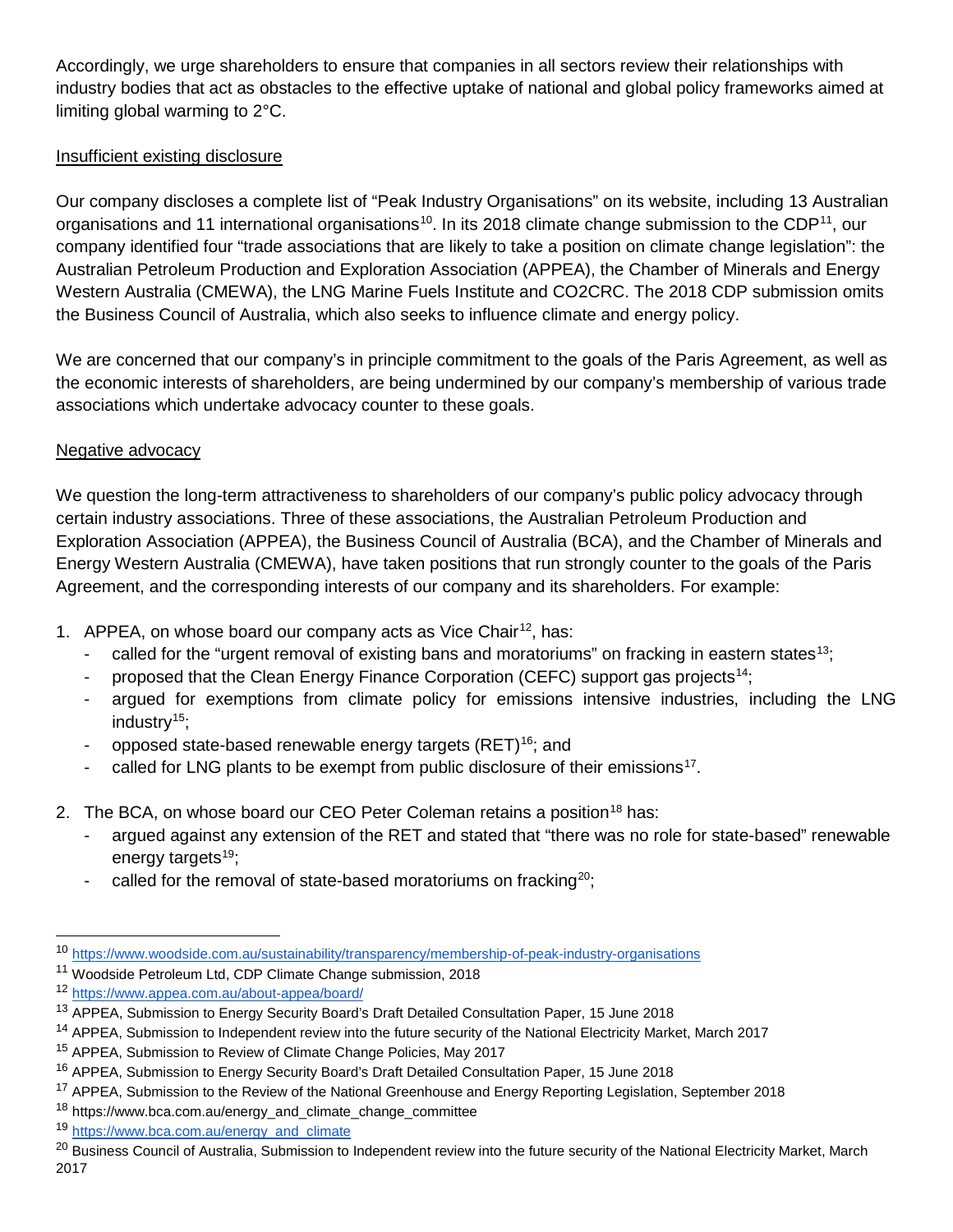Accordingly, we urge shareholders to ensure that companies in all sectors review their relationships with industry bodies that act as obstacles to the effective uptake of national and global policy frameworks aimed at limiting global warming to 2°C.

## Insufficient existing disclosure

Our company discloses a complete list of "Peak Industry Organisations" on its website, including 13 Australian organisations and 11 international organisations[10]. In its 2018 climate change submission to the CDP[11], our company identified four "trade associations that are likely to take a position on climate change legislation": the Australian Petroleum Production and Exploration Association (APPEA), the Chamber of Minerals and Energy Western Australia (CMEWA), the LNG Marine Fuels Institute and CO2CRC. The 2018 CDP submission omits the Business Council of Australia, which also seeks to influence climate and energy policy.

We are concerned that our company's in principle commitment to the goals of the Paris Agreement, as well as the economic interests of shareholders, are being undermined by our company's membership of various trade associations which undertake advocacy counter to these goals.

## Negative advocacy

We question the long-term attractiveness to shareholders of our company's public policy advocacy through certain industry associations. Three of these associations, the Australian Petroleum Production and Exploration Association (APPEA), the Business Council of Australia (BCA), and the Chamber of Minerals and Energy Western Australia (CMEWA), have taken positions that run strongly counter to the goals of the Paris Agreement, and the corresponding interests of our company and its shareholders. For example:

1. APPEA, on whose board our company acts as Vice Chair[12], has:
   - called for the "urgent removal of existing bans and moratoriums" on fracking in eastern states[13];
   - proposed that the Clean Energy Finance Corporation (CEFC) support gas projects[14];
   - argued for exemptions from climate policy for emissions intensive industries, including the LNG industry[15];
   - opposed state-based renewable energy targets (RET)[16]; and
   - called for LNG plants to be exempt from public disclosure of their emissions[17].
2. The BCA, on whose board our CEO Peter Coleman retains a position[18] has:
   - argued against any extension of the RET and stated that "there was no role for state-based" renewable energy targets[19];
   - called for the removal of state-based moratoriums on fracking[20];

[10] https://www.woodside.com.au/sustainability/transparency/membership-of-peak-industry-organisations

[11] Woodside Petroleum Ltd, CDP Climate Change submission, 2018

[12] https://www.appea.com.au/about-appea/board/

[13] APPEA, Submission to Energy Security Board's Draft Detailed Consultation Paper, 15 June 2018

[14] APPEA, Submission to Independent review into the future security of the National Electricity Market, March 2017

[15] APPEA, Submission to Review of Climate Change Policies, May 2017

[16] APPEA, Submission to Energy Security Board's Draft Detailed Consultation Paper, 15 June 2018

[17] APPEA, Submission to the Review of the National Greenhouse and Energy Reporting Legislation, September 2018

[18] https://www.bca.com.au/energy_and_climate_change_committee

[19] https://www.bca.com.au/energy_and_climate

[20] Business Council of Australia, Submission to Independent review into the future security of the National Electricity Market, March 2017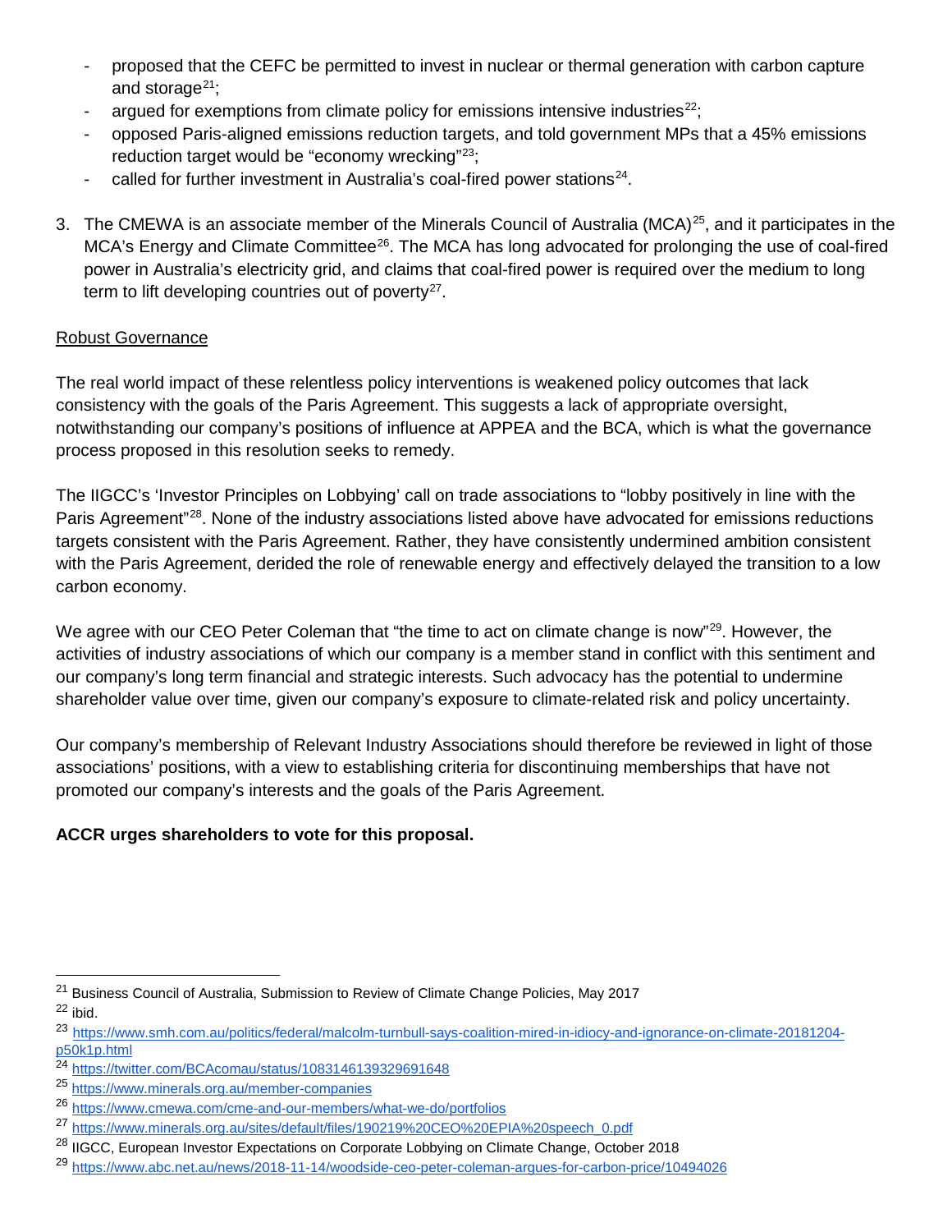- proposed that the CEFC be permitted to invest in nuclear or thermal generation with carbon capture and storage[21];
- argued for exemptions from climate policy for emissions intensive industries[22];
- opposed Paris-aligned emissions reduction targets, and told government MPs that a 45% emissions reduction target would be "economy wrecking"[23];
- called for further investment in Australia's coal-fired power stations[24].

3. The CMEWA is an associate member of the Minerals Council of Australia (MCA)[25], and it participates in the MCA's Energy and Climate Committee[26]. The MCA has long advocated for prolonging the use of coal-fired power in Australia's electricity grid, and claims that coal-fired power is required over the medium to long term to lift developing countries out of poverty[27].

<u>Robust Governance</u>

The real world impact of these relentless policy interventions is weakened policy outcomes that lack consistency with the goals of the Paris Agreement. This suggests a lack of appropriate oversight, notwithstanding our company's positions of influence at APPEA and the BCA, which is what the governance process proposed in this resolution seeks to remedy.

The IIGCC's 'Investor Principles on Lobbying' call on trade associations to "lobby positively in line with the Paris Agreement"[28]. None of the industry associations listed above have advocated for emissions reductions targets consistent with the Paris Agreement. Rather, they have consistently undermined ambition consistent with the Paris Agreement, derided the role of renewable energy and effectively delayed the transition to a low carbon economy.

We agree with our CEO Peter Coleman that "the time to act on climate change is now"[29]. However, the activities of industry associations of which our company is a member stand in conflict with this sentiment and our company's long term financial and strategic interests. Such advocacy has the potential to undermine shareholder value over time, given our company's exposure to climate-related risk and policy uncertainty.

Our company's membership of Relevant Industry Associations should therefore be reviewed in light of those associations' positions, with a view to establishing criteria for discontinuing memberships that have not promoted our company's interests and the goals of the Paris Agreement.

**ACCR urges shareholders to vote for this proposal.**

---

[21] Business Council of Australia, Submission to Review of Climate Change Policies, May 2017

[22] ibid.

[23] https://www.smh.com.au/politics/federal/malcolm-turnbull-says-coalition-mired-in-idiocy-and-ignorance-on-climate-20181204-p50k1p.html

[24] https://twitter.com/BCAcomau/status/1083146139329691648

[25] https://www.minerals.org.au/member-companies

[26] https://www.cmewa.com/cme-and-our-members/what-we-do/portfolios

[27] https://www.minerals.org.au/sites/default/files/190219%20CEO%20EPIA%20speech_0.pdf

[28] IIGCC, European Investor Expectations on Corporate Lobbying on Climate Change, October 2018

[29] https://www.abc.net.au/news/2018-11-14/woodside-ceo-peter-coleman-argues-for-carbon-price/10494026